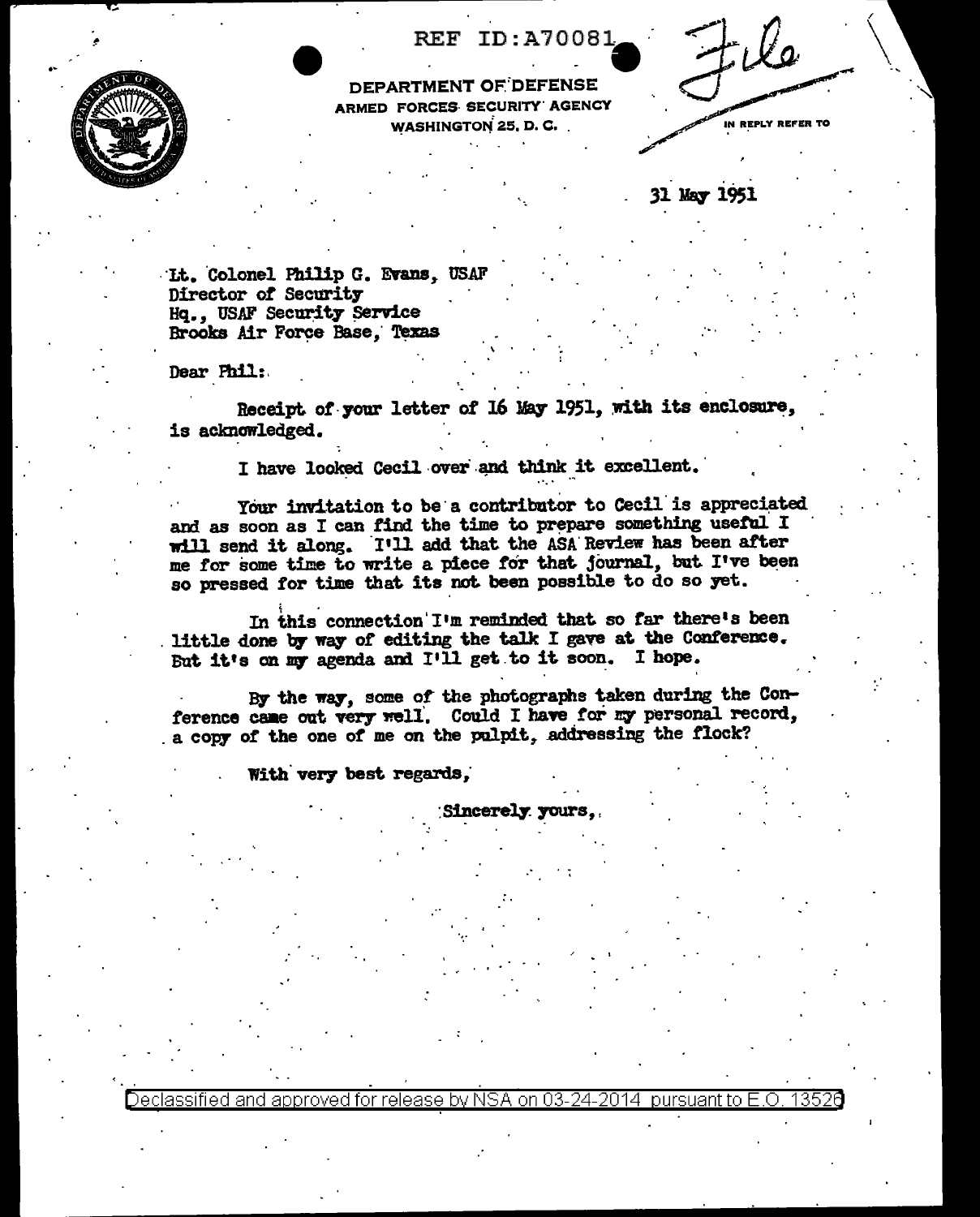REF ID:A70081

DEPARTMENT OF DEFENSE
ARMED FORCES SECURITY AGENCY
WASHINGTON 25, D. C.

File

IN REPLY REFER TO

31 May 1951

Lt. Colonel Philip G. Evans, USAF
Director of Security
Hq., USAF Security Service
Brooks Air Force Base, Texas

Dear Phil:

Receipt of your letter of 16 May 1951, with its enclosure, is acknowledged.

I have looked Cecil over and think it excellent.

Your invitation to be a contributor to Cecil is appreciated and as soon as I can find the time to prepare something useful I will send it along. I'll add that the ASA Review has been after me for some time to write a piece for that journal, but I've been so pressed for time that its not been possible to do so yet.

In this connection I'm reminded that so far there's been little done by way of editing the talk I gave at the Conference. But it's on my agenda and I'll get to it soon. I hope.

By the way, some of the photographs taken during the Conference came out very well. Could I have for my personal record, a copy of the one of me on the pulpit, addressing the flock?

With very best regards,

Sincerely yours,

Declassified and approved for release by NSA on 03-24-2014 pursuant to E.O. 13526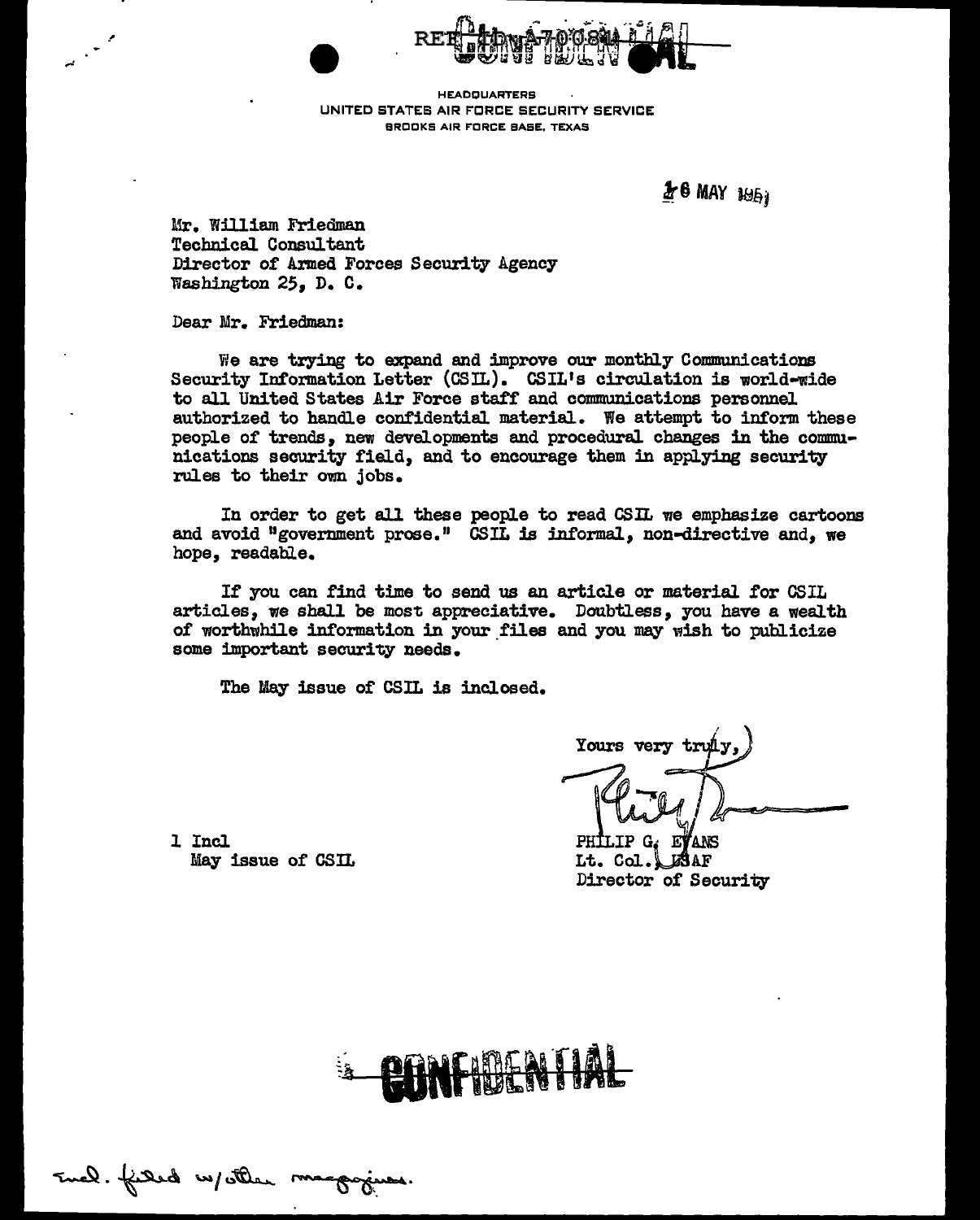REF ID:A70084

CONFIDENTIAL

HEADQUARTERS
UNITED STATES AIR FORCE SECURITY SERVICE
BROOKS AIR FORCE BASE, TEXAS

26 MAY 1951

Mr. William Friedman
Technical Consultant
Director of Armed Forces Security Agency
Washington 25, D. C.

Dear Mr. Friedman:

We are trying to expand and improve our monthly Communications Security Information Letter (CSIL). CSIL's circulation is world-wide to all United States Air Force staff and communications personnel authorized to handle confidential material. We attempt to inform these people of trends, new developments and procedural changes in the communications security field, and to encourage them in applying security rules to their own jobs.

In order to get all these people to read CSIL we emphasize cartoons and avoid "government prose." CSIL is informal, non-directive and, we hope, readable.

If you can find time to send us an article or material for CSIL articles, we shall be most appreciative. Doubtless, you have a wealth of worthwhile information in your files and you may wish to publicize some important security needs.

The May issue of CSIL is inclosed.

Yours very truly,

PHILIP G. EVANS
Lt. Col. USAF
Director of Security

1 Incl
May issue of CSIL

CONFIDENTIAL

Incl. filed w/other magazines.